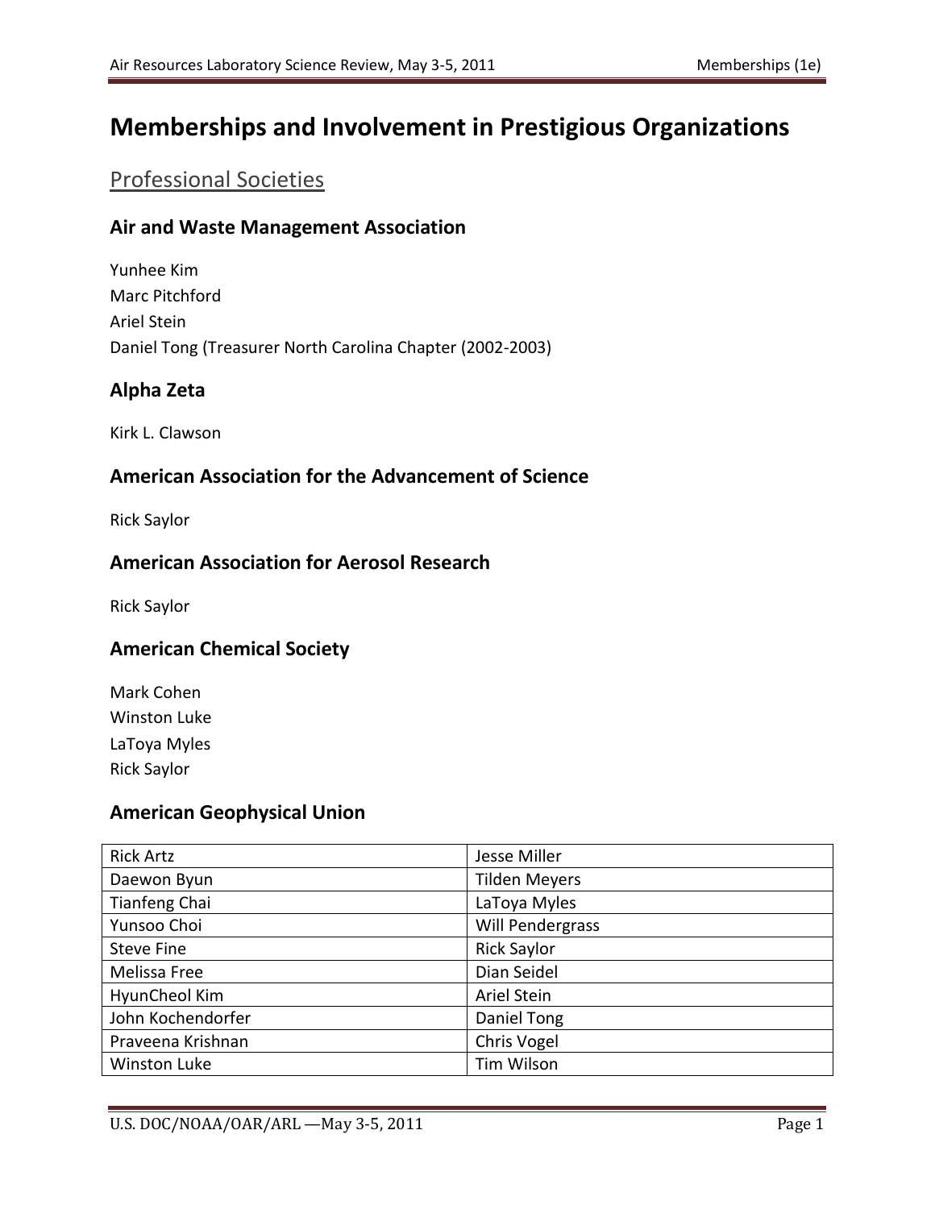# Memberships and Involvement in Prestigious Organizations

## Professional Societies

### Air and Waste Management Association

Yunhee Kim
Marc Pitchford
Ariel Stein
Daniel Tong (Treasurer North Carolina Chapter (2002-2003)

### Alpha Zeta

Kirk L. Clawson

### American Association for the Advancement of Science

Rick Saylor

### American Association for Aerosol Research

Rick Saylor

### American Chemical Society

Mark Cohen
Winston Luke
LaToya Myles
Rick Saylor

### American Geophysical Union

| | |
|---|---|
| Rick Artz | Jesse Miller |
| Daewon Byun | Tilden Meyers |
| Tianfeng Chai | LaToya Myles |
| Yunsoo Choi | Will Pendergrass |
| Steve Fine | Rick Saylor |
| Melissa Free | Dian Seidel |
| HyunCheol Kim | Ariel Stein |
| John Kochendorfer | Daniel Tong |
| Praveena Krishnan | Chris Vogel |
| Winston Luke | Tim Wilson |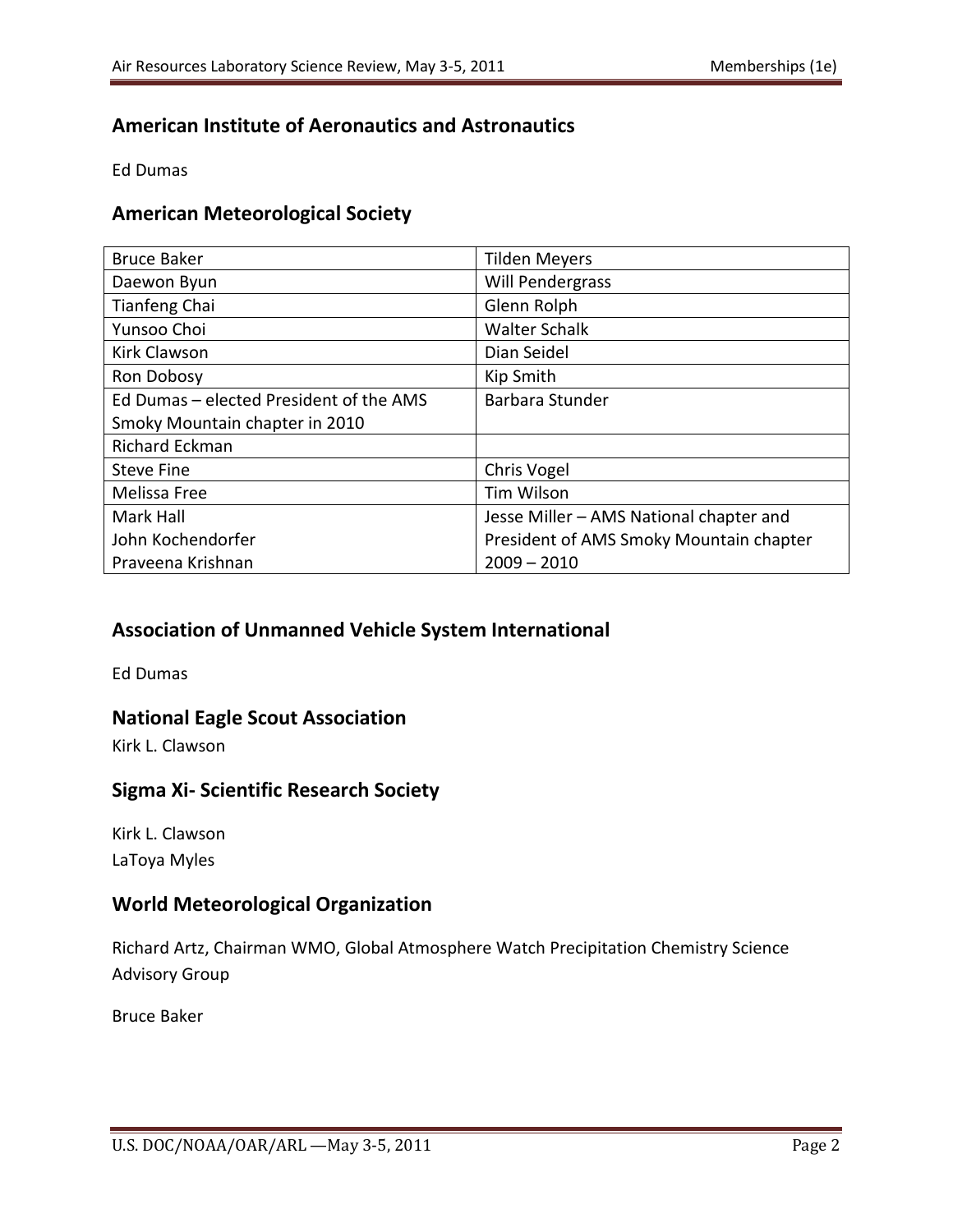## American Institute of Aeronautics and Astronautics

Ed Dumas

## American Meteorological Society

| | |
|---|---|
| Bruce Baker | Tilden Meyers |
| Daewon Byun | Will Pendergrass |
| Tianfeng Chai | Glenn Rolph |
| Yunsoo Choi | Walter Schalk |
| Kirk Clawson | Dian Seidel |
| Ron Dobosy | Kip Smith |
| Ed Dumas – elected President of the AMS Smoky Mountain chapter in 2010 | Barbara Stunder |
| Richard Eckman | |
| Steve Fine | Chris Vogel |
| Melissa Free | Tim Wilson |
| Mark Hall<br>John Kochendorfer<br>Praveena Krishnan | Jesse Miller – AMS National chapter and President of AMS Smoky Mountain chapter 2009 – 2010 |

## Association of Unmanned Vehicle System International

Ed Dumas

## National Eagle Scout Association

Kirk L. Clawson

## Sigma Xi- Scientific Research Society

Kirk L. Clawson
LaToya Myles

## World Meteorological Organization

Richard Artz, Chairman WMO, Global Atmosphere Watch Precipitation Chemistry Science Advisory Group

Bruce Baker